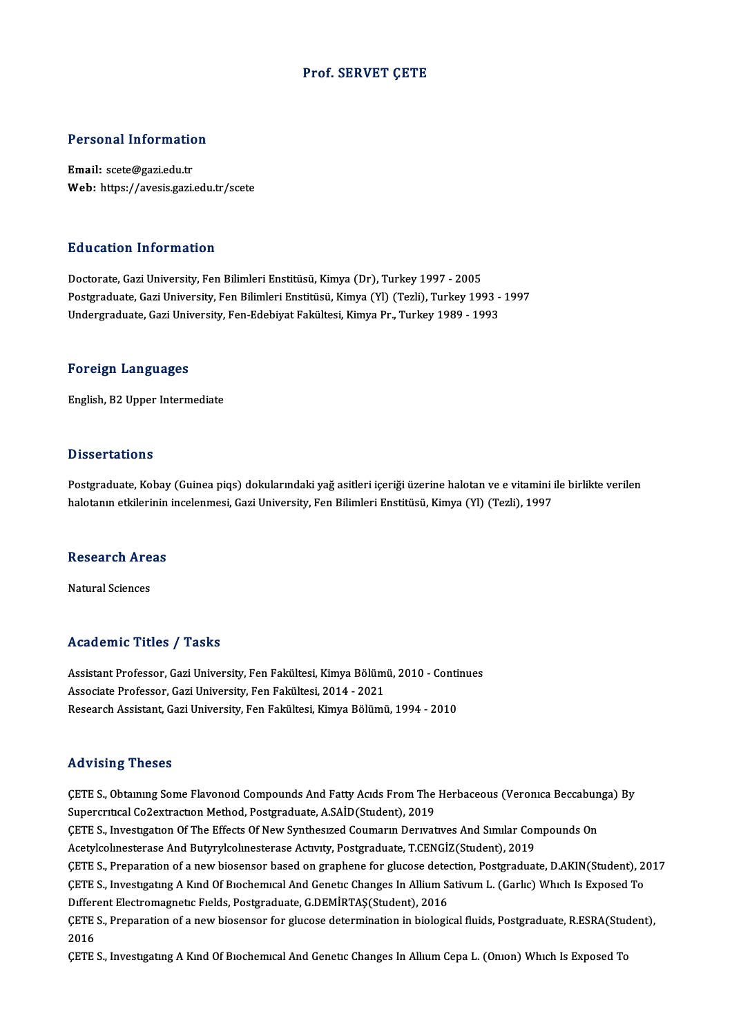# Prof. SERVET ÇETE

## Personal Information

**Email:** scete@gazi.edu.tr
**Web:** https://avesis.gazi.edu.tr/scete

## Education Information

Doctorate, Gazi University, Fen Bilimleri Enstitüsü, Kimya (Dr), Turkey 1997 - 2005
Postgraduate, Gazi University, Fen Bilimleri Enstitüsü, Kimya (Yl) (Tezli), Turkey 1993 - 1997
Undergraduate, Gazi University, Fen-Edebiyat Fakültesi, Kimya Pr., Turkey 1989 - 1993

## Foreign Languages

English, B2 Upper Intermediate

## Dissertations

Postgraduate, Kobay (Guinea piqs) dokularındaki yağ asitleri içeriği üzerine halotan ve e vitamini ile birlikte verilen halotanın etkilerinin incelenmesi, Gazi University, Fen Bilimleri Enstitüsü, Kimya (Yl) (Tezli), 1997

## Research Areas

Natural Sciences

## Academic Titles / Tasks

Assistant Professor, Gazi University, Fen Fakültesi, Kimya Bölümü, 2010 - Continues
Associate Professor, Gazi University, Fen Fakültesi, 2014 - 2021
Research Assistant, Gazi University, Fen Fakültesi, Kimya Bölümü, 1994 - 2010

## Advising Theses

ÇETE S., Obtaınıng Some Flavonoıd Compounds And Fatty Acıds From The Herbaceous (Veronıca Beccabunga) By Supercrıtıcal Co2extractıon Method, Postgraduate, A.SAİD(Student), 2019

ÇETE S., Investıgatıon Of The Effects Of New Synthesızed Coumarın Derıvatıves And Sımılar Compounds On Acetylcolınesterase And Butyrylcolınesterase Actıvıty, Postgraduate, T.CENGİZ(Student), 2019

ÇETE S., Preparation of a new biosensor based on graphene for glucose detection, Postgraduate, D.AKIN(Student), 2017

ÇETE S., Investıgatıng A Kınd Of Bıochemıcal And Genetıc Changes In Allium Satıvum L. (Garlıc) Whıch Is Exposed To Dıfferent Electromagnetıc Fıelds, Postgraduate, G.DEMİRTAŞ(Student), 2016

ÇETE S., Preparation of a new biosensor for glucose determination in biological fluids, Postgraduate, R.ESRA(Student), 2016

ÇETE S., Investıgatıng A Kınd Of Bıochemıcal And Genetıc Changes In Allıum Cepa L. (Onıon) Whıch Is Exposed To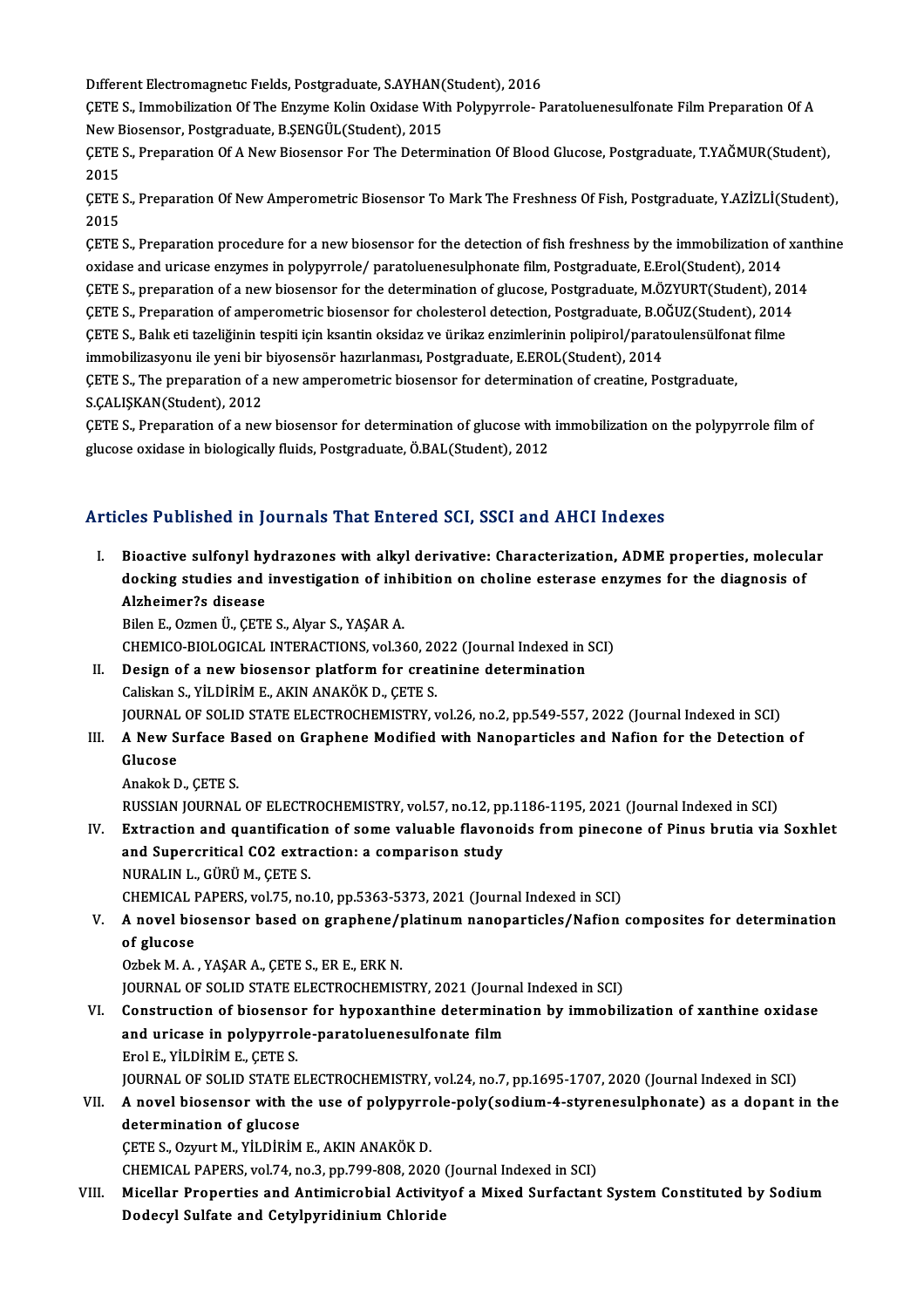Dıfferent Electromagnetıc Fıelds, Postgraduate, S.AYHAN(Student), 2016

ÇETE S., Immobilization Of The Enzyme Kolin Oxidase With Polypyrrole- Paratoluenesulfonate Film Preparation Of A New Biosensor, Postgraduate, B.ŞENGÜL(Student), 2015

ÇETE S., Preparation Of A New Biosensor For The Determination Of Blood Glucose, Postgraduate, T.YAĞMUR(Student), 2015

ÇETE S., Preparation Of New Amperometric Biosensor To Mark The Freshness Of Fish, Postgraduate, Y.AZİZLİ(Student), 2015

ÇETE S., Preparation procedure for a new biosensor for the detection of fish freshness by the immobilization of xanthine oxidase and uricase enzymes in polypyrrole/ paratoluenesulphonate film, Postgraduate, E.Erol(Student), 2014

ÇETE S., preparation of a new biosensor for the determination of glucose, Postgraduate, M.ÖZYURT(Student), 2014

ÇETE S., Preparation of amperometric biosensor for cholesterol detection, Postgraduate, B.OĞUZ(Student), 2014

ÇETE S., Balık eti tazeliğinin tespiti için ksantin oksidaz ve ürikaz enzimlerinin polipirol/paratoulensülfonat filme immobilizasyonu ile yeni bir biyosensör hazırlanması, Postgraduate, E.EROL(Student), 2014

ÇETE S., The preparation of a new amperometric biosensor for determination of creatine, Postgraduate, S.ÇALIŞKAN(Student), 2012

ÇETE S., Preparation of a new biosensor for determination of glucose with immobilization on the polypyrrole film of glucose oxidase in biologically fluids, Postgraduate, Ö.BAL(Student), 2012

## Articles Published in Journals That Entered SCI, SSCI and AHCI Indexes

I. **Bioactive sulfonyl hydrazones with alkyl derivative: Characterization, ADME properties, molecular docking studies and investigation of inhibition on choline esterase enzymes for the diagnosis of Alzheimer?s disease**
Bilen E., Ozmen Ü., ÇETE S., Alyar S., YAŞAR A.
CHEMICO-BIOLOGICAL INTERACTIONS, vol.360, 2022 (Journal Indexed in SCI)

II. **Design of a new biosensor platform for creatinine determination**
Caliskan S., YİLDİRİM E., AKIN ANAKÖK D., ÇETE S.
JOURNAL OF SOLID STATE ELECTROCHEMISTRY, vol.26, no.2, pp.549-557, 2022 (Journal Indexed in SCI)

III. **A New Surface Based on Graphene Modified with Nanoparticles and Nafion for the Detection of Glucose**
Anakok D., ÇETE S.
RUSSIAN JOURNAL OF ELECTROCHEMISTRY, vol.57, no.12, pp.1186-1195, 2021 (Journal Indexed in SCI)

IV. **Extraction and quantification of some valuable flavonoids from pinecone of Pinus brutia via Soxhlet and Supercritical CO2 extraction: a comparison study**
NURALIN L., GÜRÜ M., ÇETE S.
CHEMICAL PAPERS, vol.75, no.10, pp.5363-5373, 2021 (Journal Indexed in SCI)

V. **A novel biosensor based on graphene/platinum nanoparticles/Nafion composites for determination of glucose**
Ozbek M. A. , YAŞAR A., ÇETE S., ER E., ERK N.
JOURNAL OF SOLID STATE ELECTROCHEMISTRY, 2021 (Journal Indexed in SCI)

VI. **Construction of biosensor for hypoxanthine determination by immobilization of xanthine oxidase and uricase in polypyrrole-paratoluenesulfonate film**
Erol E., YİLDİRİM E., ÇETE S.
JOURNAL OF SOLID STATE ELECTROCHEMISTRY, vol.24, no.7, pp.1695-1707, 2020 (Journal Indexed in SCI)

VII. **A novel biosensor with the use of polypyrrole-poly(sodium-4-styrenesulphonate) as a dopant in the determination of glucose**
ÇETE S., Ozyurt M., YİLDİRİM E., AKIN ANAKÖK D.
CHEMICAL PAPERS, vol.74, no.3, pp.799-808, 2020 (Journal Indexed in SCI)

VIII. **Micellar Properties and Antimicrobial Activityof a Mixed Surfactant System Constituted by Sodium Dodecyl Sulfate and Cetylpyridinium Chloride**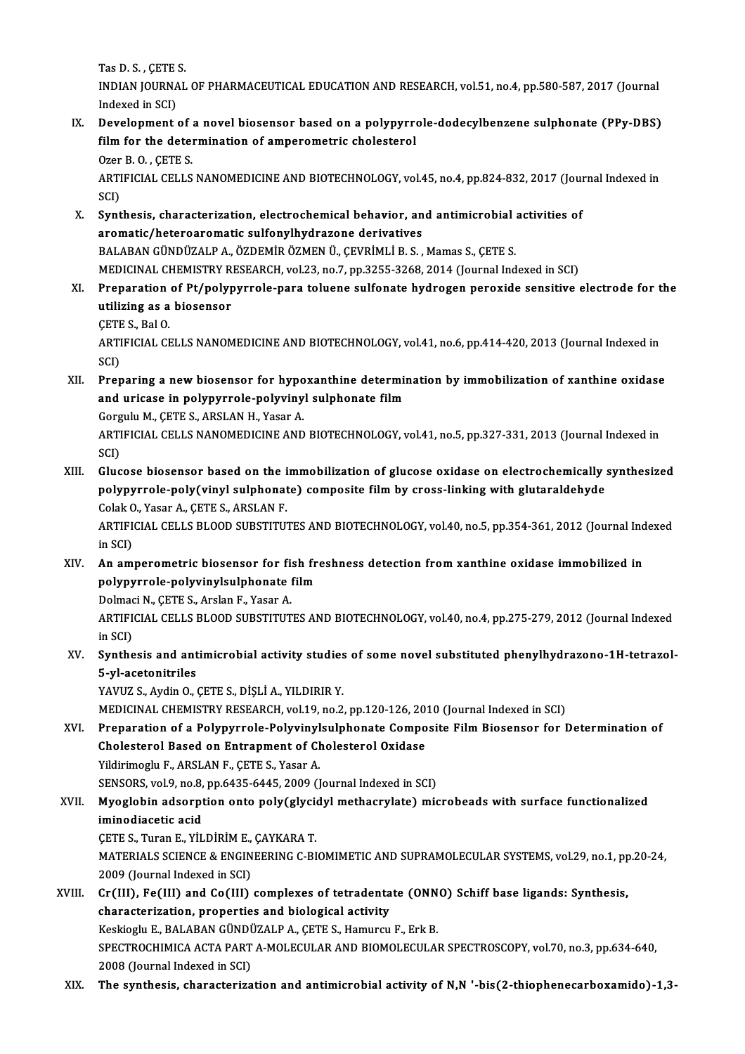Tas D. S. , ÇETE S.
INDIAN JOURNAL OF PHARMACEUTICAL EDUCATION AND RESEARCH, vol.51, no.4, pp.580-587, 2017 (Journal Indexed in SCI)

IX. **Development of a novel biosensor based on a polypyrrole-dodecylbenzene sulphonate (PPy-DBS) film for the determination of amperometric cholesterol**
Ozer B. O. , ÇETE S.
ARTIFICIAL CELLS NANOMEDICINE AND BIOTECHNOLOGY, vol.45, no.4, pp.824-832, 2017 (Journal Indexed in SCI)

X. **Synthesis, characterization, electrochemical behavior, and antimicrobial activities of aromatic/heteroaromatic sulfonylhydrazone derivatives**
BALABAN GÜNDÜZALP A., ÖZDEMİR ÖZMEN Ü., ÇEVRİMLİ B. S. , Mamas S., ÇETE S.
MEDICINAL CHEMISTRY RESEARCH, vol.23, no.7, pp.3255-3268, 2014 (Journal Indexed in SCI)

XI. **Preparation of Pt/polypyrrole-para toluene sulfonate hydrogen peroxide sensitive electrode for the utilizing as a biosensor**
ÇETE S., Bal O.
ARTIFICIAL CELLS NANOMEDICINE AND BIOTECHNOLOGY, vol.41, no.6, pp.414-420, 2013 (Journal Indexed in SCI)

XII. **Preparing a new biosensor for hypoxanthine determination by immobilization of xanthine oxidase and uricase in polypyrrole-polyvinyl sulphonate film**
Gorgulu M., ÇETE S., ARSLAN H., Yasar A.
ARTIFICIAL CELLS NANOMEDICINE AND BIOTECHNOLOGY, vol.41, no.5, pp.327-331, 2013 (Journal Indexed in SCI)

XIII. **Glucose biosensor based on the immobilization of glucose oxidase on electrochemically synthesized polypyrrole-poly(vinyl sulphonate) composite film by cross-linking with glutaraldehyde**
Colak O., Yasar A., ÇETE S., ARSLAN F.
ARTIFICIAL CELLS BLOOD SUBSTITUTES AND BIOTECHNOLOGY, vol.40, no.5, pp.354-361, 2012 (Journal Indexed in SCI)

XIV. **An amperometric biosensor for fish freshness detection from xanthine oxidase immobilized in polypyrrole-polyvinylsulphonate film**
Dolmaci N., ÇETE S., Arslan F., Yasar A.
ARTIFICIAL CELLS BLOOD SUBSTITUTES AND BIOTECHNOLOGY, vol.40, no.4, pp.275-279, 2012 (Journal Indexed in SCI)

XV. **Synthesis and antimicrobial activity studies of some novel substituted phenylhydrazono-1H-tetrazol-5-yl-acetonitriles**
YAVUZ S., Aydin O., ÇETE S., DİŞLİ A., YILDIRIR Y.
MEDICINAL CHEMISTRY RESEARCH, vol.19, no.2, pp.120-126, 2010 (Journal Indexed in SCI)

XVI. **Preparation of a Polypyrrole-Polyvinylsulphonate Composite Film Biosensor for Determination of Cholesterol Based on Entrapment of Cholesterol Oxidase**
Yildirimoglu F., ARSLAN F., ÇETE S., Yasar A.
SENSORS, vol.9, no.8, pp.6435-6445, 2009 (Journal Indexed in SCI)

XVII. **Myoglobin adsorption onto poly(glycidyl methacrylate) microbeads with surface functionalized iminodiacetic acid**
ÇETE S., Turan E., YİLDİRİM E., ÇAYKARA T.
MATERIALS SCIENCE & ENGINEERING C-BIOMIMETIC AND SUPRAMOLECULAR SYSTEMS, vol.29, no.1, pp.20-24, 2009 (Journal Indexed in SCI)

XVIII. **Cr(III), Fe(III) and Co(III) complexes of tetradentate (ONNO) Schiff base ligands: Synthesis, characterization, properties and biological activity**
Keskioglu E., BALABAN GÜNDÜZALP A., ÇETE S., Hamurcu F., Erk B.
SPECTROCHIMICA ACTA PART A-MOLECULAR AND BIOMOLECULAR SPECTROSCOPY, vol.70, no.3, pp.634-640, 2008 (Journal Indexed in SCI)

XIX. **The synthesis, characterization and antimicrobial activity of N,N '-bis(2-thiophenecarboxamido)-1,3-**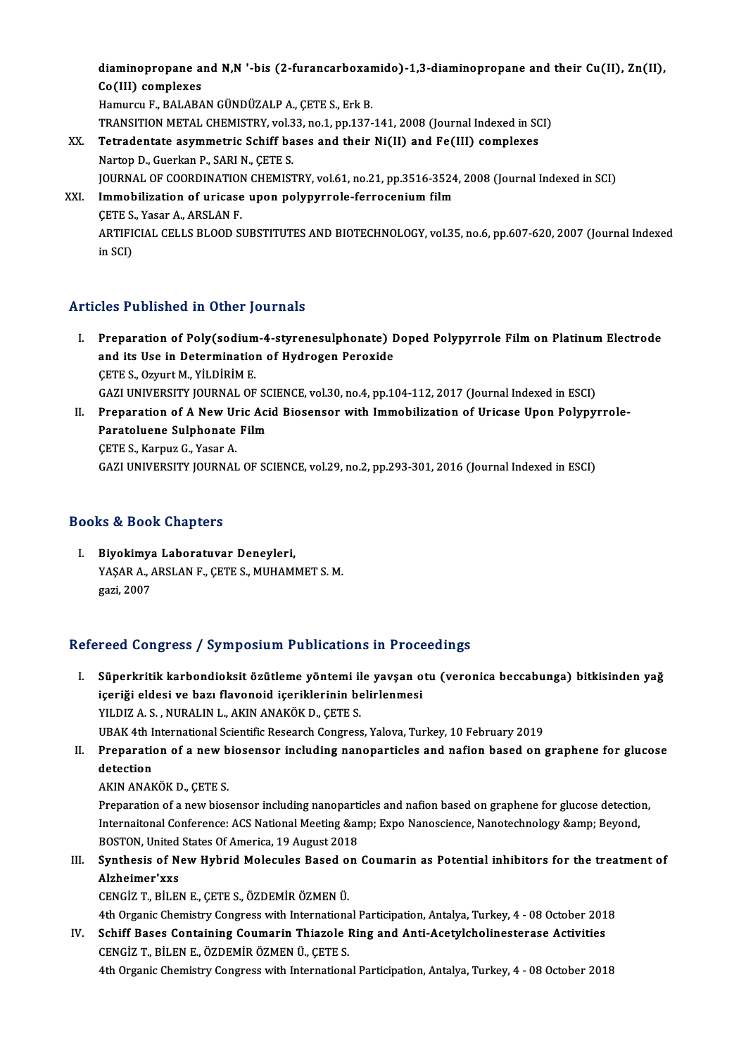diaminopropane and N,N '-bis (2-furancarboxamido)-1,3-diaminopropane and their Cu(II), Zn(II), Co(III) complexes
Hamurcu F., BALABAN GÜNDÜZALP A., ÇETE S., Erk B.
TRANSITION METAL CHEMISTRY, vol.33, no.1, pp.137-141, 2008 (Journal Indexed in SCI)

XX. **Tetradentate asymmetric Schiff bases and their Ni(II) and Fe(III) complexes**
Nartop D., Guerkan P., SARI N., ÇETE S.
JOURNAL OF COORDINATION CHEMISTRY, vol.61, no.21, pp.3516-3524, 2008 (Journal Indexed in SCI)

XXI. **Immobilization of uricase upon polypyrrole-ferrocenium film**
ÇETE S., Yasar A., ARSLAN F.
ARTIFICIAL CELLS BLOOD SUBSTITUTES AND BIOTECHNOLOGY, vol.35, no.6, pp.607-620, 2007 (Journal Indexed in SCI)

## Articles Published in Other Journals

I. **Preparation of Poly(sodium-4-styrenesulphonate) Doped Polypyrrole Film on Platinum Electrode and its Use in Determination of Hydrogen Peroxide**
ÇETE S., Ozyurt M., YİLDİRİM E.
GAZI UNIVERSITY JOURNAL OF SCIENCE, vol.30, no.4, pp.104-112, 2017 (Journal Indexed in ESCI)

II. **Preparation of A New Uric Acid Biosensor with Immobilization of Uricase Upon Polypyrrole-Paratoluene Sulphonate Film**
ÇETE S., Karpuz G., Yasar A.
GAZI UNIVERSITY JOURNAL OF SCIENCE, vol.29, no.2, pp.293-301, 2016 (Journal Indexed in ESCI)

## Books & Book Chapters

I. **Biyokimya Laboratuvar Deneyleri,**
YAŞAR A., ARSLAN F., ÇETE S., MUHAMMET S. M.
gazi, 2007

## Refereed Congress / Symposium Publications in Proceedings

I. **Süperkritik karbondioksit özütleme yöntemi ile yavşan otu (veronica beccabunga) bitkisinden yağ içeriği eldesi ve bazı flavonoid içeriklerinin belirlenmesi**
YILDIZ A. S. , NURALIN L., AKIN ANAKÖK D., ÇETE S.
UBAK 4th International Scientific Research Congress, Yalova, Turkey, 10 February 2019

II. **Preparation of a new biosensor including nanoparticles and nafion based on graphene for glucose detection**
AKIN ANAKÖK D., ÇETE S.
Preparation of a new biosensor including nanoparticles and nafion based on graphene for glucose detection, Internaitonal Conference: ACS National Meeting &amp; Expo Nanoscience, Nanotechnology &amp; Beyond, BOSTON, United States Of America, 19 August 2018

III. **Synthesis of New Hybrid Molecules Based on Coumarin as Potential inhibitors for the treatment of Alzheimer'xxs**
CENGİZ T., BİLEN E., ÇETE S., ÖZDEMİR ÖZMEN Ü.
4th Organic Chemistry Congress with International Participation, Antalya, Turkey, 4 - 08 October 2018

IV. **Schiff Bases Containing Coumarin Thiazole Ring and Anti-Acetylcholinesterase Activities**
CENGİZ T., BİLEN E., ÖZDEMİR ÖZMEN Ü., ÇETE S.
4th Organic Chemistry Congress with International Participation, Antalya, Turkey, 4 - 08 October 2018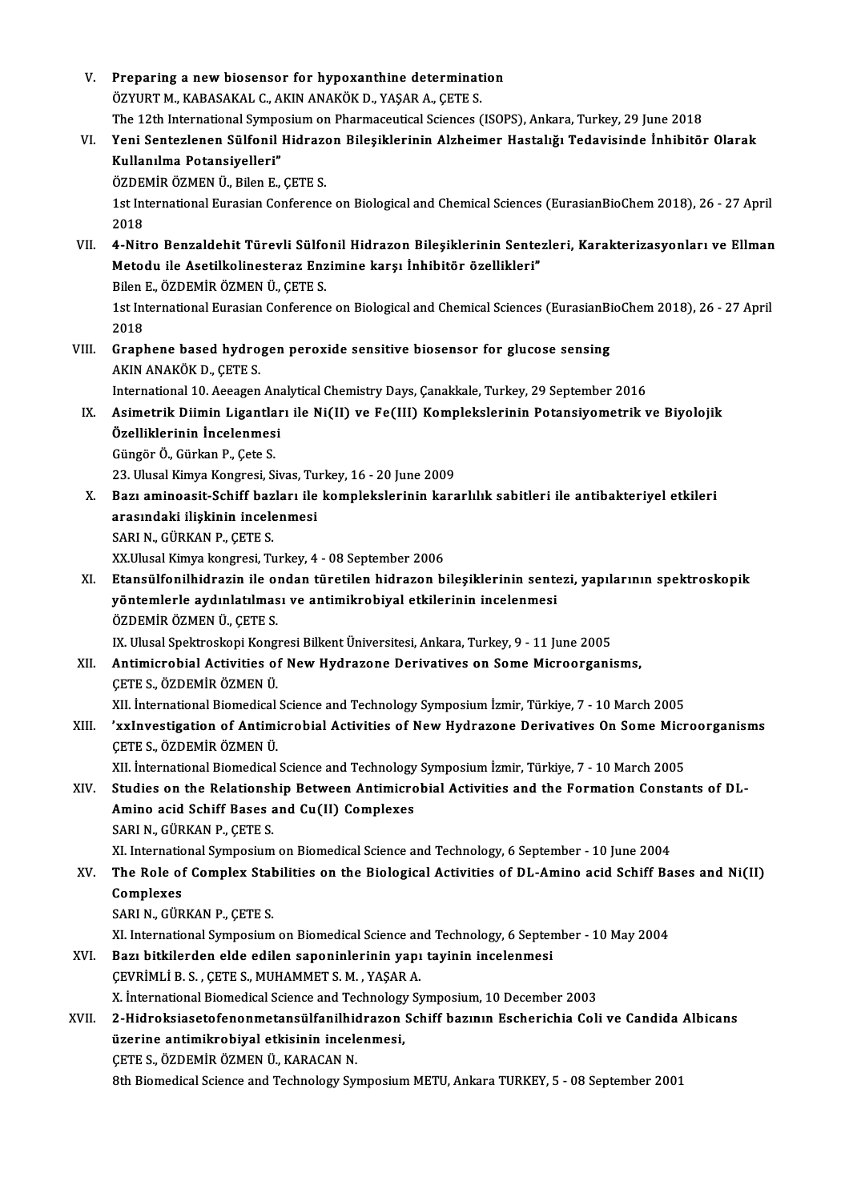V. **Preparing a new biosensor for hypoxanthine determination**
ÖZYURT M., KABASAKAL C., AKIN ANAKÖK D., YAŞAR A., ÇETE S.
The 12th International Symposium on Pharmaceutical Sciences (ISOPS), Ankara, Turkey, 29 June 2018

VI. **Yeni Sentezlenen Sülfonil Hidrazon Bileşiklerinin Alzheimer Hastalığı Tedavisinde İnhibitör Olarak Kullanılma Potansiyelleri"**
ÖZDEMİR ÖZMEN Ü., Bilen E., ÇETE S.
1st International Eurasian Conference on Biological and Chemical Sciences (EurasianBioChem 2018), 26 - 27 April 2018

VII. **4-Nitro Benzaldehit Türevli Sülfonil Hidrazon Bileşiklerinin Sentezleri, Karakterizasyonları ve Ellman Metodu ile Asetilkolinesteraz Enzimine karşı İnhibitör özellikleri"**
Bilen E., ÖZDEMİR ÖZMEN Ü., ÇETE S.
1st International Eurasian Conference on Biological and Chemical Sciences (EurasianBioChem 2018), 26 - 27 April 2018

VIII. **Graphene based hydrogen peroxide sensitive biosensor for glucose sensing**
AKIN ANAKÖK D., ÇETE S.
International 10. Aeeagen Analytical Chemistry Days, Çanakkale, Turkey, 29 September 2016

IX. **Asimetrik Diimin Ligantları ile Ni(II) ve Fe(III) Komplekslerinin Potansiyometrik ve Biyolojik Özelliklerinin İncelenmesi**
Güngör Ö., Gürkan P., Çete S.
23. Ulusal Kimya Kongresi, Sivas, Turkey, 16 - 20 June 2009

X. **Bazı aminoasit-Schiff bazları ile komplekslerinin kararlılık sabitleri ile antibakteriyel etkileri arasındaki ilişkinin incelenmesi**
SARI N., GÜRKAN P., ÇETE S.
XX.Ulusal Kimya kongresi, Turkey, 4 - 08 September 2006

XI. **Etansülfonilhidrazin ile ondan türetilen hidrazon bileşiklerinin sentezi, yapılarının spektroskopik yöntemlerle aydınlatılması ve antimikrobiyal etkilerinin incelenmesi**
ÖZDEMİR ÖZMEN Ü., ÇETE S.
IX. Ulusal Spektroskopi Kongresi Bilkent Üniversitesi, Ankara, Turkey, 9 - 11 June 2005

XII. **Antimicrobial Activities of New Hydrazone Derivatives on Some Microorganisms,**
ÇETE S., ÖZDEMİR ÖZMEN Ü.
XII. İnternational Biomedical Science and Technology Symposium İzmir, Türkiye, 7 - 10 March 2005

XIII. **'xxInvestigation of Antimicrobial Activities of New Hydrazone Derivatives On Some Microorganisms**
ÇETE S., ÖZDEMİR ÖZMEN Ü.
XII. İnternational Biomedical Science and Technology Symposium İzmir, Türkiye, 7 - 10 March 2005

XIV. **Studies on the Relationship Between Antimicrobial Activities and the Formation Constants of DL-Amino acid Schiff Bases and Cu(II) Complexes**
SARI N., GÜRKAN P., ÇETE S.
XI. International Symposium on Biomedical Science and Technology, 6 September - 10 June 2004

XV. **The Role of Complex Stabilities on the Biological Activities of DL-Amino acid Schiff Bases and Ni(II) Complexes**
SARI N., GÜRKAN P., ÇETE S.
XI. International Symposium on Biomedical Science and Technology, 6 September - 10 May 2004

XVI. **Bazı bitkilerden elde edilen saponinlerinin yapı tayinin incelenmesi**
ÇEVRİMLİ B. S. , ÇETE S., MUHAMMET S. M. , YAŞAR A.
X. İnternational Biomedical Science and Technology Symposium, 10 December 2003

XVII. **2-Hidroksiasetofenonmetansülfanilhidrazon Schiff bazının Escherichia Coli ve Candida Albicans üzerine antimikrobiyal etkisinin incelenmesi,**
ÇETE S., ÖZDEMİR ÖZMEN Ü., KARACAN N.
8th Biomedical Science and Technology Symposium METU, Ankara TURKEY, 5 - 08 September 2001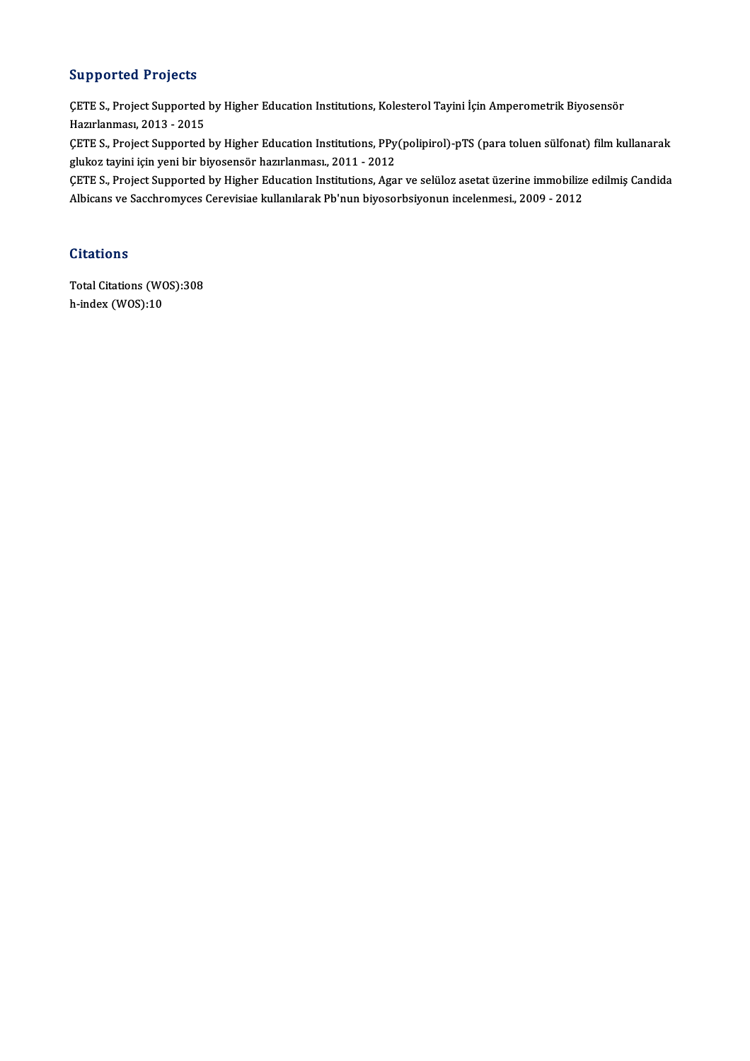## Supported Projects

ÇETE S., Project Supported by Higher Education Institutions, Kolesterol Tayini İçin Amperometrik Biyosensör Hazırlanması, 2013 - 2015

ÇETE S., Project Supported by Higher Education Institutions, PPy(polipirol)-pTS (para toluen sülfonat) film kullanarak glukoz tayini için yeni bir biyosensör hazırlanması., 2011 - 2012

ÇETE S., Project Supported by Higher Education Institutions, Agar ve selüloz asetat üzerine immobilize edilmiş Candida Albicans ve Sacchromyces Cerevisiae kullanılarak Pb'nun biyosorbsiyonun incelenmesi., 2009 - 2012

## Citations

Total Citations (WOS):308

h-index (WOS):10